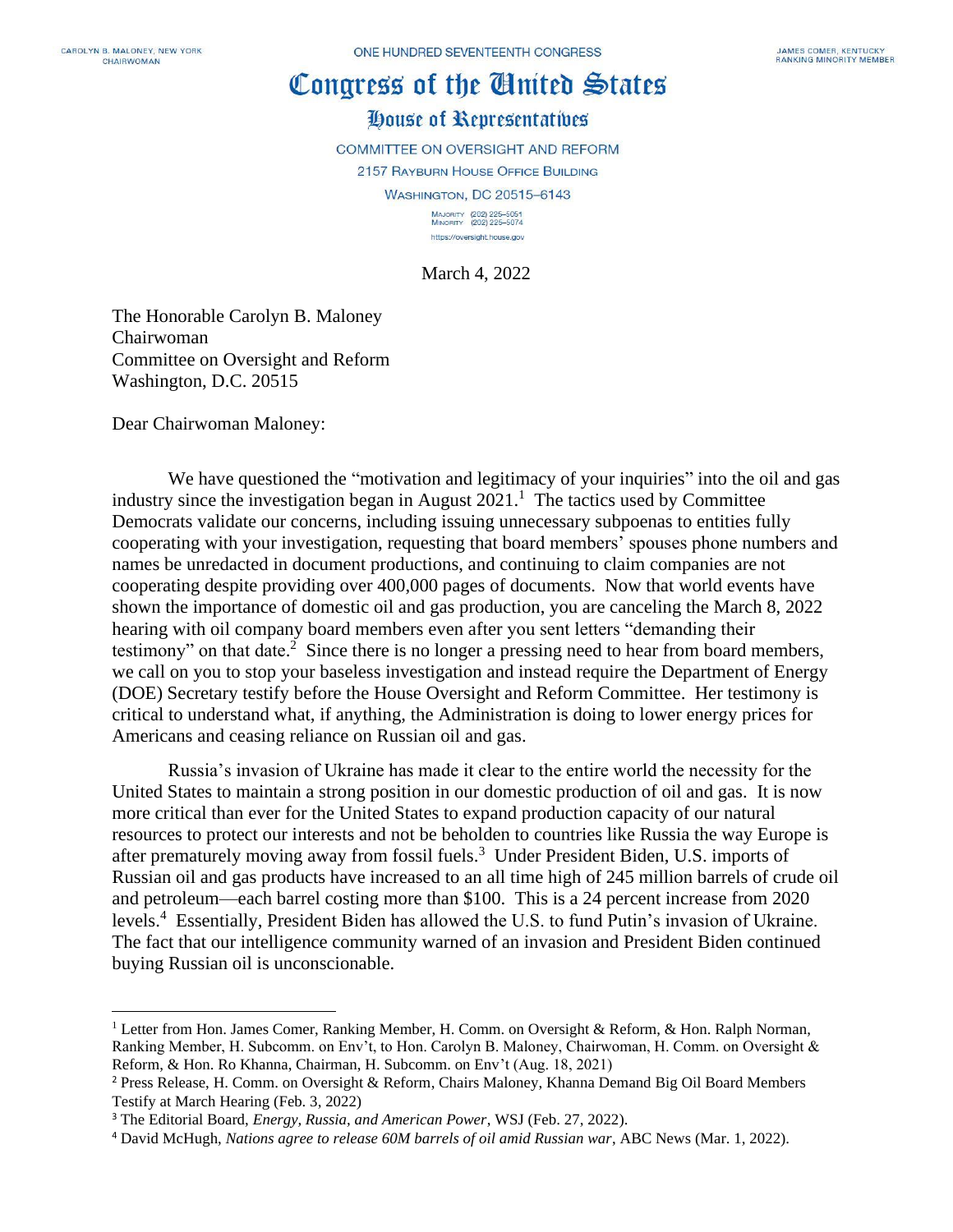CAROLYN B. MALONEY, NEW YORK
CHAIRWOMAN

ONE HUNDRED SEVENTEENTH CONGRESS

JAMES COMER, KENTUCKY
RANKING MINORITY MEMBER

# Congress of the United States

## House of Representatives

COMMITTEE ON OVERSIGHT AND REFORM
2157 RAYBURN HOUSE OFFICE BUILDING
WASHINGTON, DC 20515–6143

MAJORITY (202) 225–5051
MINORITY (202) 225–5074
https://oversight.house.gov

March 4, 2022

The Honorable Carolyn B. Maloney
Chairwoman
Committee on Oversight and Reform
Washington, D.C. 20515

Dear Chairwoman Maloney:

We have questioned the "motivation and legitimacy of your inquiries" into the oil and gas industry since the investigation began in August 2021.[1] The tactics used by Committee Democrats validate our concerns, including issuing unnecessary subpoenas to entities fully cooperating with your investigation, requesting that board members' spouses phone numbers and names be unredacted in document productions, and continuing to claim companies are not cooperating despite providing over 400,000 pages of documents. Now that world events have shown the importance of domestic oil and gas production, you are canceling the March 8, 2022 hearing with oil company board members even after you sent letters "demanding their testimony" on that date.[2] Since there is no longer a pressing need to hear from board members, we call on you to stop your baseless investigation and instead require the Department of Energy (DOE) Secretary testify before the House Oversight and Reform Committee. Her testimony is critical to understand what, if anything, the Administration is doing to lower energy prices for Americans and ceasing reliance on Russian oil and gas.

Russia's invasion of Ukraine has made it clear to the entire world the necessity for the United States to maintain a strong position in our domestic production of oil and gas. It is now more critical than ever for the United States to expand production capacity of our natural resources to protect our interests and not be beholden to countries like Russia the way Europe is after prematurely moving away from fossil fuels.[3] Under President Biden, U.S. imports of Russian oil and gas products have increased to an all time high of 245 million barrels of crude oil and petroleum—each barrel costing more than $100. This is a 24 percent increase from 2020 levels.[4] Essentially, President Biden has allowed the U.S. to fund Putin's invasion of Ukraine. The fact that our intelligence community warned of an invasion and President Biden continued buying Russian oil is unconscionable.

---

[1] Letter from Hon. James Comer, Ranking Member, H. Comm. on Oversight & Reform, & Hon. Ralph Norman, Ranking Member, H. Subcomm. on Env't, to Hon. Carolyn B. Maloney, Chairwoman, H. Comm. on Oversight & Reform, & Hon. Ro Khanna, Chairman, H. Subcomm. on Env't (Aug. 18, 2021)

[2] Press Release, H. Comm. on Oversight & Reform, Chairs Maloney, Khanna Demand Big Oil Board Members Testify at March Hearing (Feb. 3, 2022)

[3] The Editorial Board, *Energy, Russia, and American Power*, WSJ (Feb. 27, 2022).

[4] David McHugh, *Nations agree to release 60M barrels of oil amid Russian war*, ABC News (Mar. 1, 2022).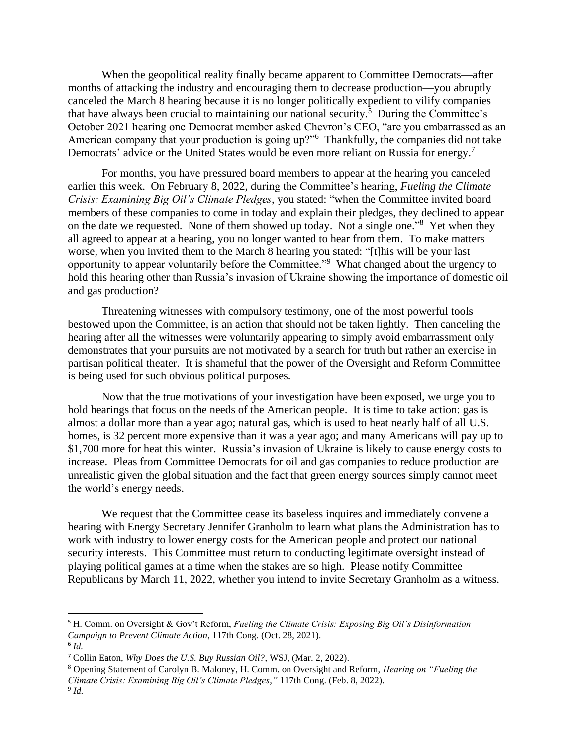When the geopolitical reality finally became apparent to Committee Democrats—after months of attacking the industry and encouraging them to decrease production—you abruptly canceled the March 8 hearing because it is no longer politically expedient to vilify companies that have always been crucial to maintaining our national security.[5] During the Committee's October 2021 hearing one Democrat member asked Chevron's CEO, "are you embarrassed as an American company that your production is going up?"[6] Thankfully, the companies did not take Democrats' advice or the United States would be even more reliant on Russia for energy.[7]

For months, you have pressured board members to appear at the hearing you canceled earlier this week. On February 8, 2022, during the Committee's hearing, *Fueling the Climate Crisis: Examining Big Oil's Climate Pledges*, you stated: "when the Committee invited board members of these companies to come in today and explain their pledges, they declined to appear on the date we requested. None of them showed up today. Not a single one."[8] Yet when they all agreed to appear at a hearing, you no longer wanted to hear from them. To make matters worse, when you invited them to the March 8 hearing you stated: "[t]his will be your last opportunity to appear voluntarily before the Committee."[9] What changed about the urgency to hold this hearing other than Russia's invasion of Ukraine showing the importance of domestic oil and gas production?

Threatening witnesses with compulsory testimony, one of the most powerful tools bestowed upon the Committee, is an action that should not be taken lightly. Then canceling the hearing after all the witnesses were voluntarily appearing to simply avoid embarrassment only demonstrates that your pursuits are not motivated by a search for truth but rather an exercise in partisan political theater. It is shameful that the power of the Oversight and Reform Committee is being used for such obvious political purposes.

Now that the true motivations of your investigation have been exposed, we urge you to hold hearings that focus on the needs of the American people. It is time to take action: gas is almost a dollar more than a year ago; natural gas, which is used to heat nearly half of all U.S. homes, is 32 percent more expensive than it was a year ago; and many Americans will pay up to $1,700 more for heat this winter. Russia's invasion of Ukraine is likely to cause energy costs to increase. Pleas from Committee Democrats for oil and gas companies to reduce production are unrealistic given the global situation and the fact that green energy sources simply cannot meet the world's energy needs.

We request that the Committee cease its baseless inquires and immediately convene a hearing with Energy Secretary Jennifer Granholm to learn what plans the Administration has to work with industry to lower energy costs for the American people and protect our national security interests. This Committee must return to conducting legitimate oversight instead of playing political games at a time when the stakes are so high. Please notify Committee Republicans by March 11, 2022, whether you intend to invite Secretary Granholm as a witness.

---

[5] H. Comm. on Oversight & Gov't Reform, *Fueling the Climate Crisis: Exposing Big Oil's Disinformation Campaign to Prevent Climate Action*, 117th Cong. (Oct. 28, 2021).

[6] *Id.*

[7] Collin Eaton, *Why Does the U.S. Buy Russian Oil?*, WSJ, (Mar. 2, 2022).

[8] Opening Statement of Carolyn B. Maloney, H. Comm. on Oversight and Reform, *Hearing on "Fueling the Climate Crisis: Examining Big Oil's Climate Pledges*,*"* 117th Cong. (Feb. 8, 2022).

[9] *Id.*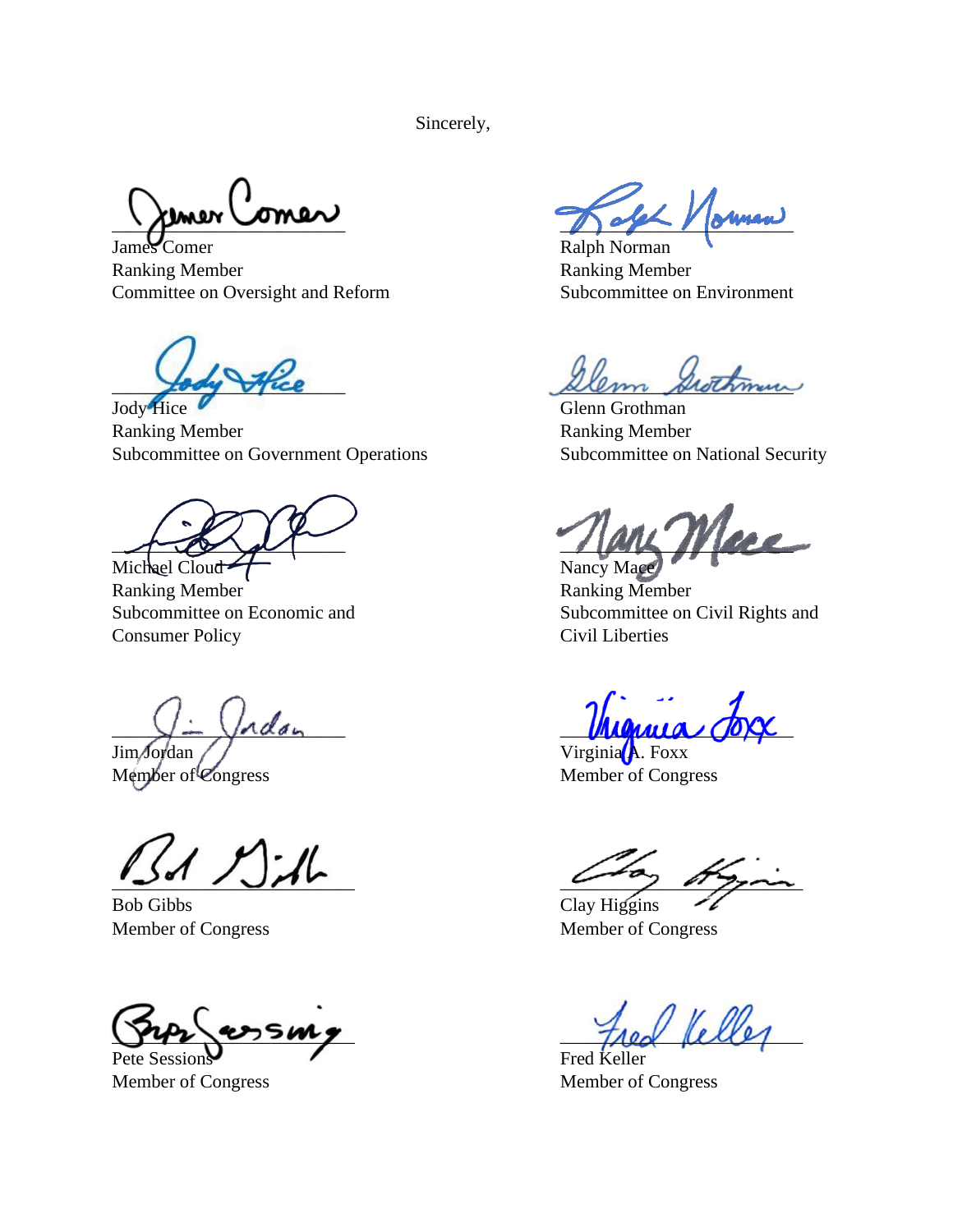Sincerely,

James Comer
Ranking Member
Committee on Oversight and Reform

Ralph Norman
Ranking Member
Subcommittee on Environment

Jody Hice
Ranking Member
Subcommittee on Government Operations

Glenn Grothman
Ranking Member
Subcommittee on National Security

Michael Cloud
Ranking Member
Subcommittee on Economic and Consumer Policy

Nancy Mace
Ranking Member
Subcommittee on Civil Rights and Civil Liberties

Jim Jordan
Member of Congress

Virginia A. Foxx
Member of Congress

Bob Gibbs
Member of Congress

Clay Higgins
Member of Congress

Pete Sessions
Member of Congress

Fred Keller
Member of Congress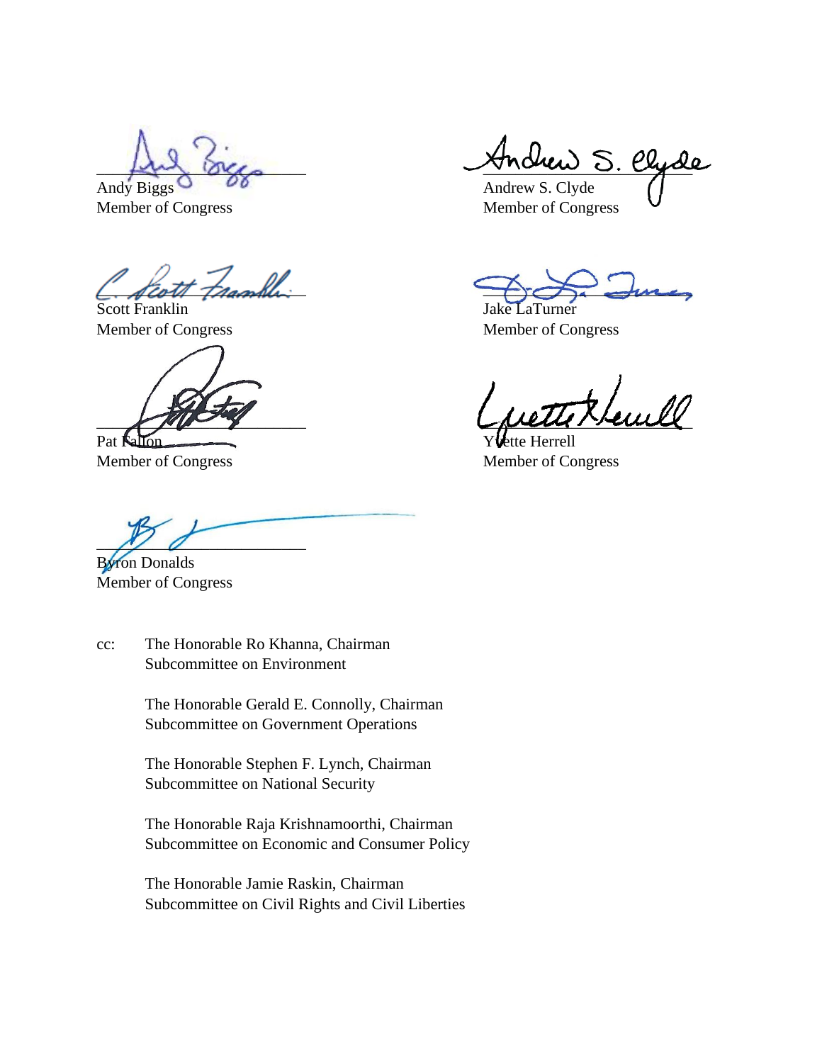Andy Biggs
Member of Congress

Andrew S. Clyde
Member of Congress

Scott Franklin
Member of Congress

Jake LaTurner
Member of Congress

Pat Fallon
Member of Congress

Yvette Herrell
Member of Congress

Byron Donalds
Member of Congress

cc: The Honorable Ro Khanna, Chairman
Subcommittee on Environment

The Honorable Gerald E. Connolly, Chairman
Subcommittee on Government Operations

The Honorable Stephen F. Lynch, Chairman
Subcommittee on National Security

The Honorable Raja Krishnamoorthi, Chairman
Subcommittee on Economic and Consumer Policy

The Honorable Jamie Raskin, Chairman
Subcommittee on Civil Rights and Civil Liberties